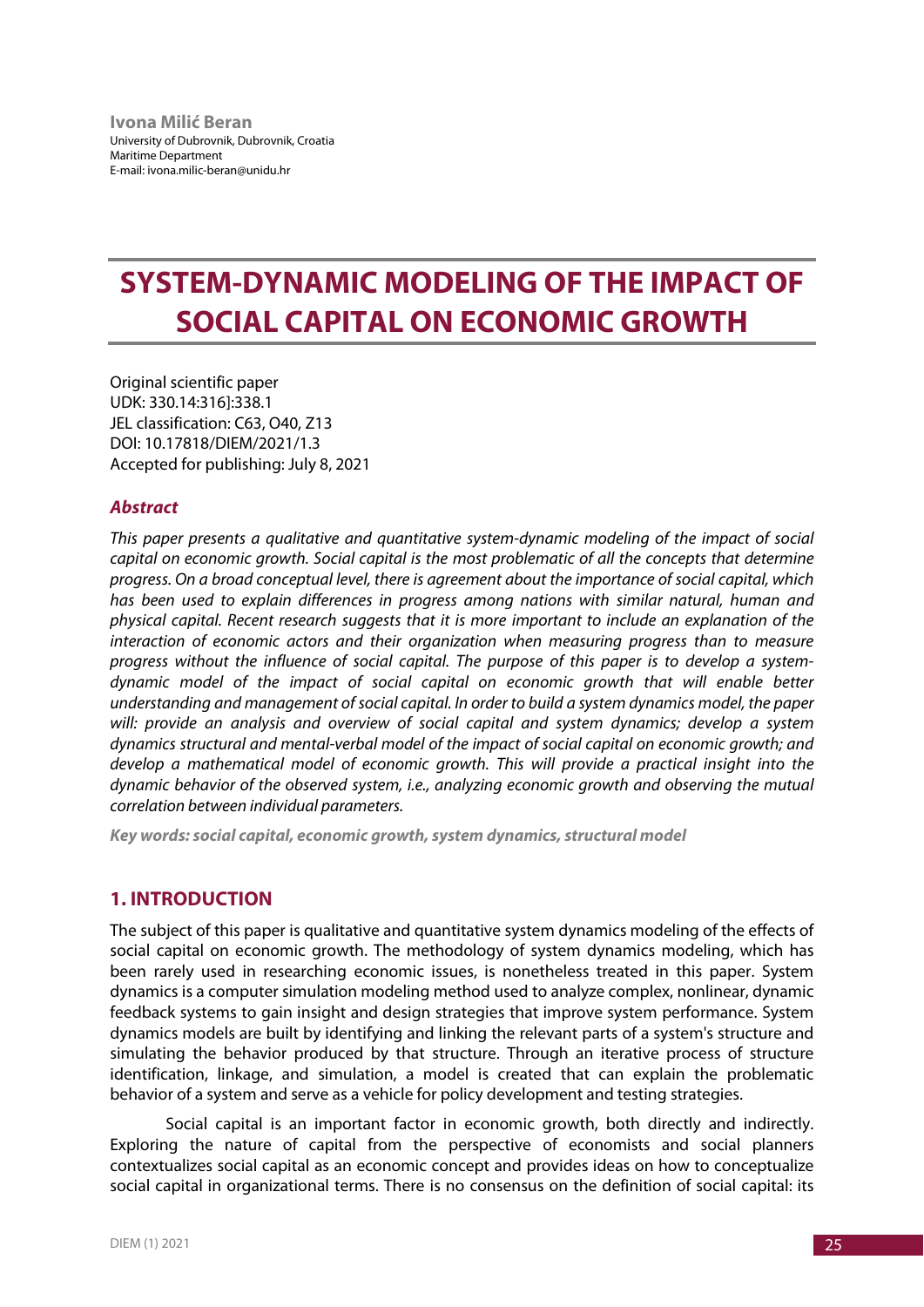**Ivona Milić Beran**
University of Dubrovnik, Dubrovnik, Croatia
Maritime Department
E-mail: ivona.milic-beran@unidu.hr

# SYSTEM-DYNAMIC MODELING OF THE IMPACT OF SOCIAL CAPITAL ON ECONOMIC GROWTH

Original scientific paper
UDK: 330.14:316]:338.1
JEL classification: C63, O40, Z13
DOI: 10.17818/DIEM/2021/1.3
Accepted for publishing: July 8, 2021

### *Abstract*

*This paper presents a qualitative and quantitative system-dynamic modeling of the impact of social capital on economic growth. Social capital is the most problematic of all the concepts that determine progress. On a broad conceptual level, there is agreement about the importance of social capital, which has been used to explain differences in progress among nations with similar natural, human and physical capital. Recent research suggests that it is more important to include an explanation of the interaction of economic actors and their organization when measuring progress than to measure progress without the influence of social capital. The purpose of this paper is to develop a system-dynamic model of the impact of social capital on economic growth that will enable better understanding and management of social capital. In order to build a system dynamics model, the paper will: provide an analysis and overview of social capital and system dynamics; develop a system dynamics structural and mental-verbal model of the impact of social capital on economic growth; and develop a mathematical model of economic growth. This will provide a practical insight into the dynamic behavior of the observed system, i.e., analyzing economic growth and observing the mutual correlation between individual parameters.*

***Key words: social capital, economic growth, system dynamics, structural model***

## 1. INTRODUCTION

The subject of this paper is qualitative and quantitative system dynamics modeling of the effects of social capital on economic growth. The methodology of system dynamics modeling, which has been rarely used in researching economic issues, is nonetheless treated in this paper. System dynamics is a computer simulation modeling method used to analyze complex, nonlinear, dynamic feedback systems to gain insight and design strategies that improve system performance. System dynamics models are built by identifying and linking the relevant parts of a system's structure and simulating the behavior produced by that structure. Through an iterative process of structure identification, linkage, and simulation, a model is created that can explain the problematic behavior of a system and serve as a vehicle for policy development and testing strategies.

Social capital is an important factor in economic growth, both directly and indirectly. Exploring the nature of capital from the perspective of economists and social planners contextualizes social capital as an economic concept and provides ideas on how to conceptualize social capital in organizational terms. There is no consensus on the definition of social capital: its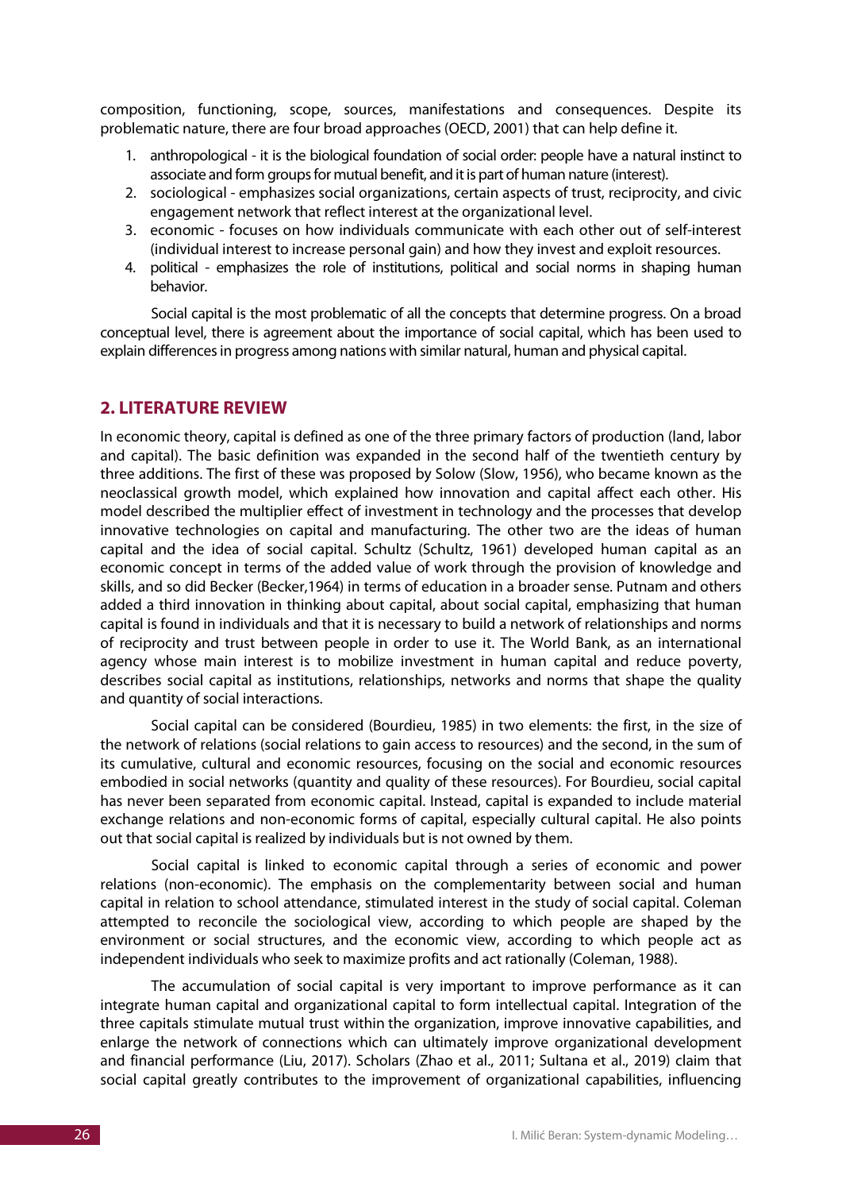composition, functioning, scope, sources, manifestations and consequences. Despite its problematic nature, there are four broad approaches (OECD, 2001) that can help define it.

1. anthropological - it is the biological foundation of social order: people have a natural instinct to associate and form groups for mutual benefit, and it is part of human nature (interest).
2. sociological - emphasizes social organizations, certain aspects of trust, reciprocity, and civic engagement network that reflect interest at the organizational level.
3. economic - focuses on how individuals communicate with each other out of self-interest (individual interest to increase personal gain) and how they invest and exploit resources.
4. political - emphasizes the role of institutions, political and social norms in shaping human behavior.

Social capital is the most problematic of all the concepts that determine progress. On a broad conceptual level, there is agreement about the importance of social capital, which has been used to explain differences in progress among nations with similar natural, human and physical capital.

## 2. LITERATURE REVIEW

In economic theory, capital is defined as one of the three primary factors of production (land, labor and capital). The basic definition was expanded in the second half of the twentieth century by three additions. The first of these was proposed by Solow (Slow, 1956), who became known as the neoclassical growth model, which explained how innovation and capital affect each other. His model described the multiplier effect of investment in technology and the processes that develop innovative technologies on capital and manufacturing. The other two are the ideas of human capital and the idea of social capital. Schultz (Schultz, 1961) developed human capital as an economic concept in terms of the added value of work through the provision of knowledge and skills, and so did Becker (Becker,1964) in terms of education in a broader sense. Putnam and others added a third innovation in thinking about capital, about social capital, emphasizing that human capital is found in individuals and that it is necessary to build a network of relationships and norms of reciprocity and trust between people in order to use it. The World Bank, as an international agency whose main interest is to mobilize investment in human capital and reduce poverty, describes social capital as institutions, relationships, networks and norms that shape the quality and quantity of social interactions.

Social capital can be considered (Bourdieu, 1985) in two elements: the first, in the size of the network of relations (social relations to gain access to resources) and the second, in the sum of its cumulative, cultural and economic resources, focusing on the social and economic resources embodied in social networks (quantity and quality of these resources). For Bourdieu, social capital has never been separated from economic capital. Instead, capital is expanded to include material exchange relations and non-economic forms of capital, especially cultural capital. He also points out that social capital is realized by individuals but is not owned by them.

Social capital is linked to economic capital through a series of economic and power relations (non-economic). The emphasis on the complementarity between social and human capital in relation to school attendance, stimulated interest in the study of social capital. Coleman attempted to reconcile the sociological view, according to which people are shaped by the environment or social structures, and the economic view, according to which people act as independent individuals who seek to maximize profits and act rationally (Coleman, 1988).

The accumulation of social capital is very important to improve performance as it can integrate human capital and organizational capital to form intellectual capital. Integration of the three capitals stimulate mutual trust within the organization, improve innovative capabilities, and enlarge the network of connections which can ultimately improve organizational development and financial performance (Liu, 2017). Scholars (Zhao et al., 2011; Sultana et al., 2019) claim that social capital greatly contributes to the improvement of organizational capabilities, influencing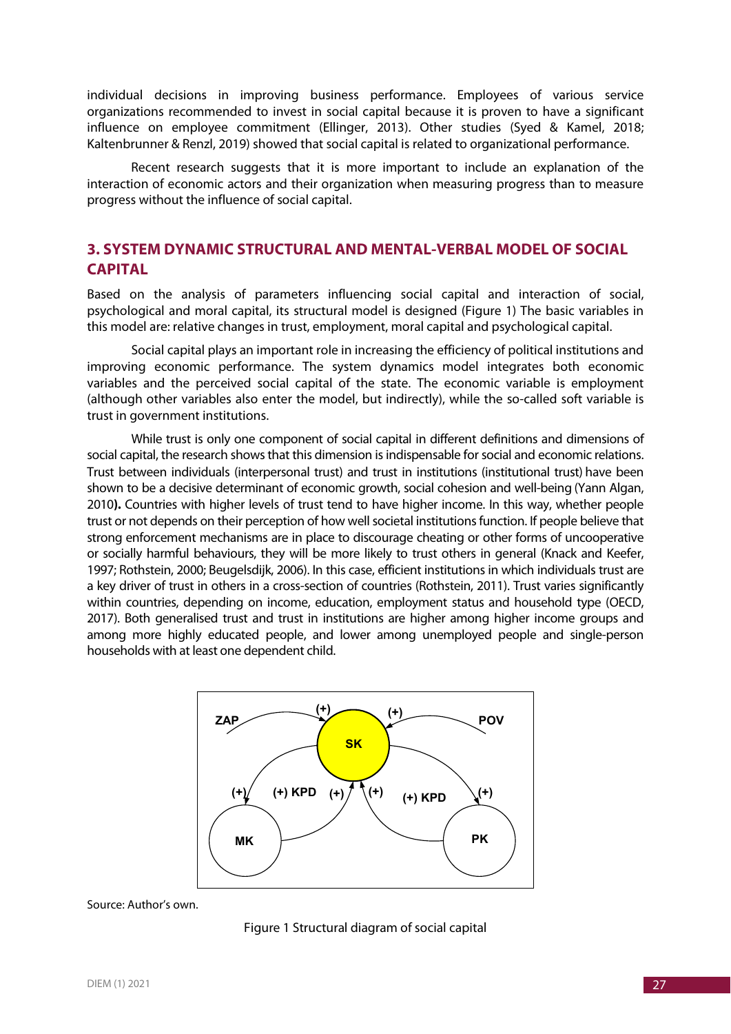individual decisions in improving business performance. Employees of various service organizations recommended to invest in social capital because it is proven to have a significant influence on employee commitment (Ellinger, 2013). Other studies (Syed & Kamel, 2018; Kaltenbrunner & Renzl, 2019) showed that social capital is related to organizational performance.

Recent research suggests that it is more important to include an explanation of the interaction of economic actors and their organization when measuring progress than to measure progress without the influence of social capital.

## 3. SYSTEM DYNAMIC STRUCTURAL AND MENTAL-VERBAL MODEL OF SOCIAL CAPITAL

Based on the analysis of parameters influencing social capital and interaction of social, psychological and moral capital, its structural model is designed (Figure 1) The basic variables in this model are: relative changes in trust, employment, moral capital and psychological capital.

Social capital plays an important role in increasing the efficiency of political institutions and improving economic performance. The system dynamics model integrates both economic variables and the perceived social capital of the state. The economic variable is employment (although other variables also enter the model, but indirectly), while the so-called soft variable is trust in government institutions.

While trust is only one component of social capital in different definitions and dimensions of social capital, the research shows that this dimension is indispensable for social and economic relations. Trust between individuals (interpersonal trust) and trust in institutions (institutional trust) have been shown to be a decisive determinant of economic growth, social cohesion and well-being (Yann Algan, 2010**).** Countries with higher levels of trust tend to have higher income. In this way, whether people trust or not depends on their perception of how well societal institutions function. If people believe that strong enforcement mechanisms are in place to discourage cheating or other forms of uncooperative or socially harmful behaviours, they will be more likely to trust others in general (Knack and Keefer, 1997; Rothstein, 2000; Beugelsdijk, 2006). In this case, efficient institutions in which individuals trust are a key driver of trust in others in a cross-section of countries (Rothstein, 2011). Trust varies significantly within countries, depending on income, education, employment status and household type (OECD, 2017). Both generalised trust and trust in institutions are higher among higher income groups and among more highly educated people, and lower among unemployed people and single-person households with at least one dependent child.

ZAP (+) SK (+) POV
(+) (+) KPD (+) (+) (+) KPD (+)
MK PK

Source: Author's own.

Figure 1 Structural diagram of social capital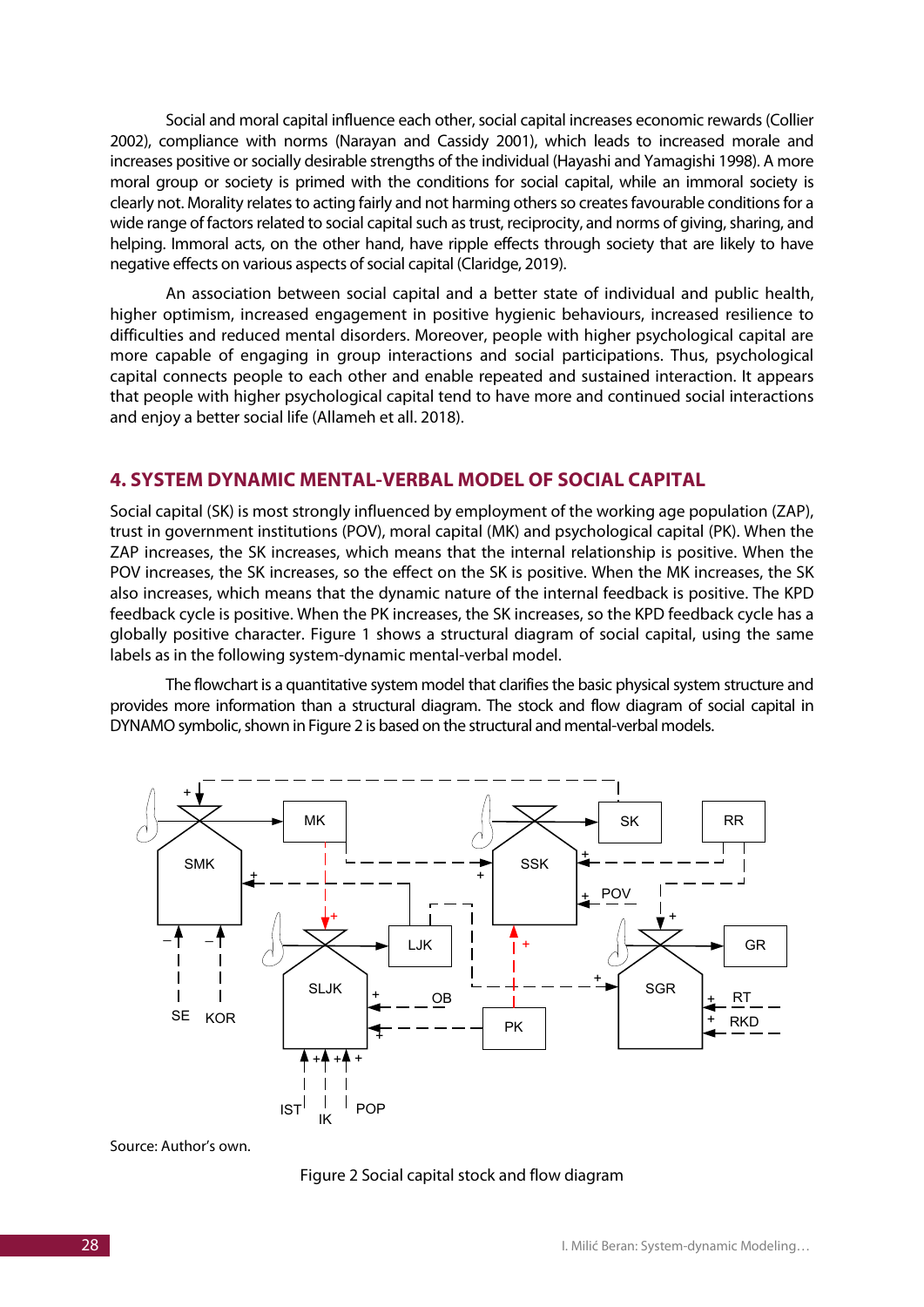Social and moral capital influence each other, social capital increases economic rewards (Collier 2002), compliance with norms (Narayan and Cassidy 2001), which leads to increased morale and increases positive or socially desirable strengths of the individual (Hayashi and Yamagishi 1998). A more moral group or society is primed with the conditions for social capital, while an immoral society is clearly not. Morality relates to acting fairly and not harming others so creates favourable conditions for a wide range of factors related to social capital such as trust, reciprocity, and norms of giving, sharing, and helping. Immoral acts, on the other hand, have ripple effects through society that are likely to have negative effects on various aspects of social capital (Claridge, 2019).

An association between social capital and a better state of individual and public health, higher optimism, increased engagement in positive hygienic behaviours, increased resilience to difficulties and reduced mental disorders. Moreover, people with higher psychological capital are more capable of engaging in group interactions and social participations. Thus, psychological capital connects people to each other and enable repeated and sustained interaction. It appears that people with higher psychological capital tend to have more and continued social interactions and enjoy a better social life (Allameh et all. 2018).

## 4. SYSTEM DYNAMIC MENTAL-VERBAL MODEL OF SOCIAL CAPITAL

Social capital (SK) is most strongly influenced by employment of the working age population (ZAP), trust in government institutions (POV), moral capital (MK) and psychological capital (PK). When the ZAP increases, the SK increases, which means that the internal relationship is positive. When the POV increases, the SK increases, so the effect on the SK is positive. When the MK increases, the SK also increases, which means that the dynamic nature of the internal feedback is positive. The KPD feedback cycle is positive. When the PK increases, the SK increases, so the KPD feedback cycle has a globally positive character. Figure 1 shows a structural diagram of social capital, using the same labels as in the following system-dynamic mental-verbal model.

The flowchart is a quantitative system model that clarifies the basic physical system structure and provides more information than a structural diagram. The stock and flow diagram of social capital in DYNAMO symbolic, shown in Figure 2 is based on the structural and mental-verbal models.

Source: Author's own.

Figure 2 Social capital stock and flow diagram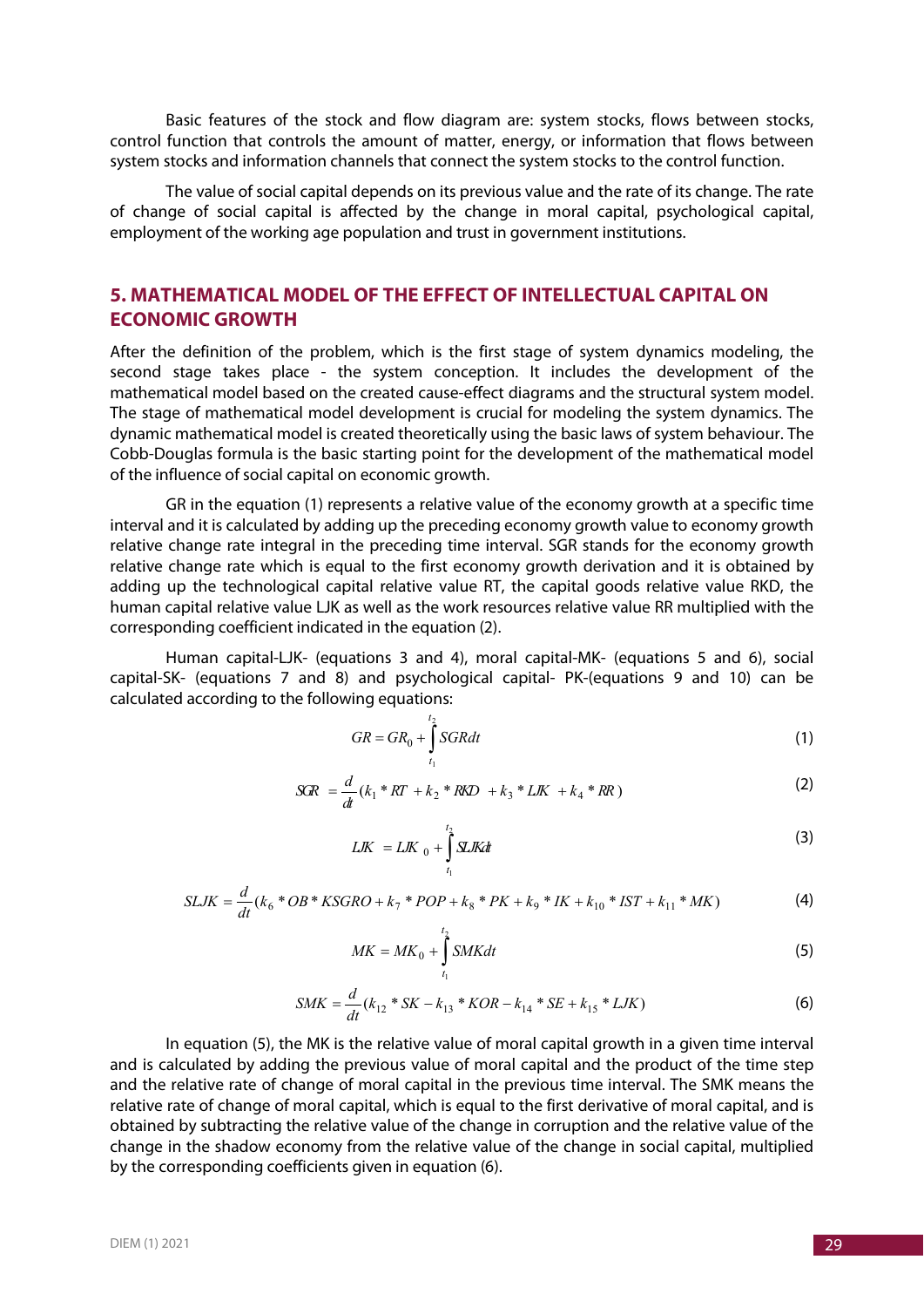Basic features of the stock and flow diagram are: system stocks, flows between stocks, control function that controls the amount of matter, energy, or information that flows between system stocks and information channels that connect the system stocks to the control function.

The value of social capital depends on its previous value and the rate of its change. The rate of change of social capital is affected by the change in moral capital, psychological capital, employment of the working age population and trust in government institutions.

## 5. MATHEMATICAL MODEL OF THE EFFECT OF INTELLECTUAL CAPITAL ON ECONOMIC GROWTH

After the definition of the problem, which is the first stage of system dynamics modeling, the second stage takes place - the system conception. It includes the development of the mathematical model based on the created cause-effect diagrams and the structural system model. The stage of mathematical model development is crucial for modeling the system dynamics. The dynamic mathematical model is created theoretically using the basic laws of system behaviour. The Cobb-Douglas formula is the basic starting point for the development of the mathematical model of the influence of social capital on economic growth.

GR in the equation (1) represents a relative value of the economy growth at a specific time interval and it is calculated by adding up the preceding economy growth value to economy growth relative change rate integral in the preceding time interval. SGR stands for the economy growth relative change rate which is equal to the first economy growth derivation and it is obtained by adding up the technological capital relative value RT, the capital goods relative value RKD, the human capital relative value LJK as well as the work resources relative value RR multiplied with the corresponding coefficient indicated in the equation (2).

Human capital-LJK- (equations 3 and 4), moral capital-MK- (equations 5 and 6), social capital-SK- (equations 7 and 8) and psychological capital- PK-(equations 9 and 10) can be calculated according to the following equations:

$$GR = GR_0 + \int_{t_1}^{t_2} SGR dt \tag{1}$$

$$SGR = \frac{d}{dt}(k_1 * RT + k_2 * RKD + k_3 * LJK + k_4 * RR) \tag{2}$$

$$LJK = LJK_0 + \int_{t_1}^{t_2} SLJK dt \tag{3}$$

$$SLJK = \frac{d}{dt}(k_6 * OB * KSGRO + k_7 * POP + k_8 * PK + k_9 * IK + k_{10} * IST + k_{11} * MK) \tag{4}$$

$$MK = MK_0 + \int_{t_1}^{t_2} SMK dt \tag{5}$$

$$SMK = \frac{d}{dt}(k_{12} * SK - k_{13} * KOR - k_{14} * SE + k_{15} * LJK) \tag{6}$$

In equation (5), the MK is the relative value of moral capital growth in a given time interval and is calculated by adding the previous value of moral capital and the product of the time step and the relative rate of change of moral capital in the previous time interval. The SMK means the relative rate of change of moral capital, which is equal to the first derivative of moral capital, and is obtained by subtracting the relative value of the change in corruption and the relative value of the change in the shadow economy from the relative value of the change in social capital, multiplied by the corresponding coefficients given in equation (6).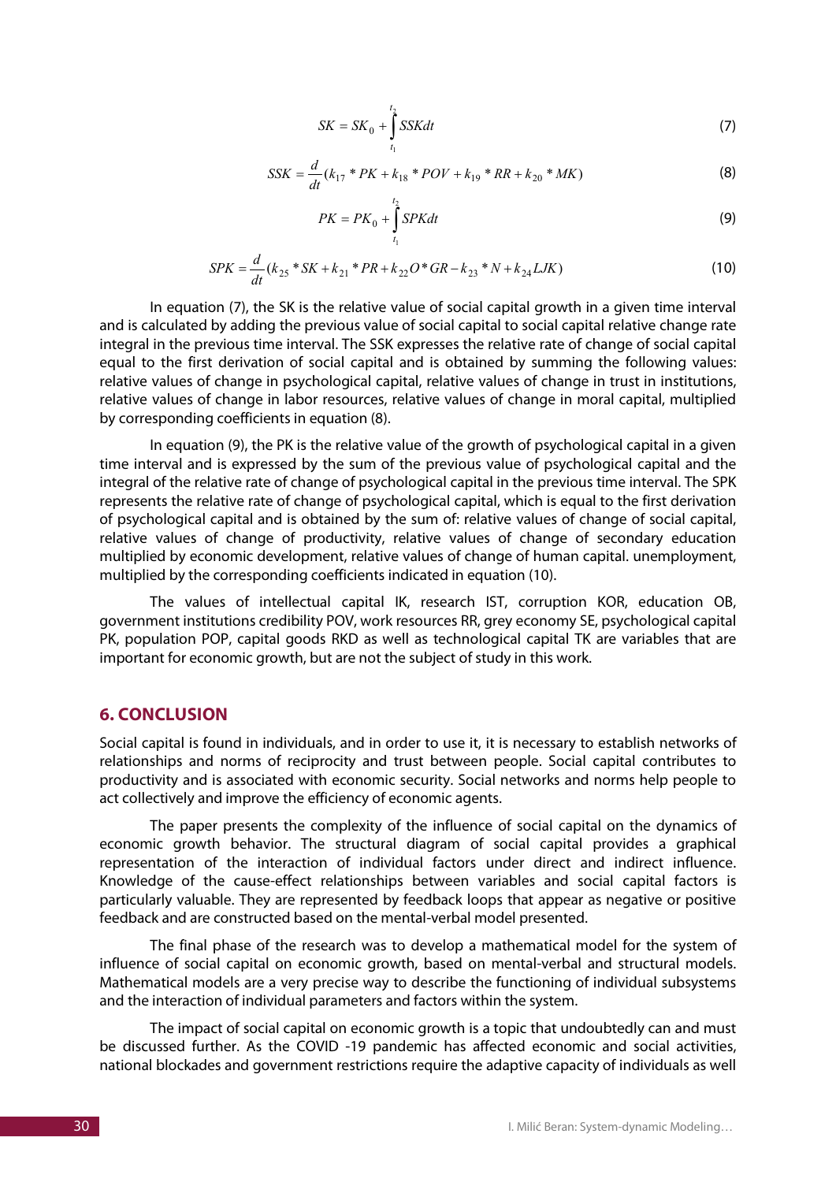$$SK = SK_0 + \int_{t_1}^{t_2} SSKdt \tag{7}$$

$$SSK = \frac{d}{dt}(k_{17} * PK + k_{18} * POV + k_{19} * RR + k_{20} * MK) \tag{8}$$

$$PK = PK_0 + \int_{t_1}^{t_2} SPKdt \tag{9}$$

$$SPK = \frac{d}{dt}(k_{25} * SK + k_{21} * PR + k_{22}O * GR - k_{23} * N + k_{24}LJK) \tag{10}$$

In equation (7), the SK is the relative value of social capital growth in a given time interval and is calculated by adding the previous value of social capital to social capital relative change rate integral in the previous time interval. The SSK expresses the relative rate of change of social capital equal to the first derivation of social capital and is obtained by summing the following values: relative values of change in psychological capital, relative values of change in trust in institutions, relative values of change in labor resources, relative values of change in moral capital, multiplied by corresponding coefficients in equation (8).

In equation (9), the PK is the relative value of the growth of psychological capital in a given time interval and is expressed by the sum of the previous value of psychological capital and the integral of the relative rate of change of psychological capital in the previous time interval. The SPK represents the relative rate of change of psychological capital, which is equal to the first derivation of psychological capital and is obtained by the sum of: relative values of change of social capital, relative values of change of productivity, relative values of change of secondary education multiplied by economic development, relative values of change of human capital. unemployment, multiplied by the corresponding coefficients indicated in equation (10).

The values of intellectual capital IK, research IST, corruption KOR, education OB, government institutions credibility POV, work resources RR, grey economy SE, psychological capital PK, population POP, capital goods RKD as well as technological capital TK are variables that are important for economic growth, but are not the subject of study in this work.

## 6. CONCLUSION

Social capital is found in individuals, and in order to use it, it is necessary to establish networks of relationships and norms of reciprocity and trust between people. Social capital contributes to productivity and is associated with economic security. Social networks and norms help people to act collectively and improve the efficiency of economic agents.

The paper presents the complexity of the influence of social capital on the dynamics of economic growth behavior. The structural diagram of social capital provides a graphical representation of the interaction of individual factors under direct and indirect influence. Knowledge of the cause-effect relationships between variables and social capital factors is particularly valuable. They are represented by feedback loops that appear as negative or positive feedback and are constructed based on the mental-verbal model presented.

The final phase of the research was to develop a mathematical model for the system of influence of social capital on economic growth, based on mental-verbal and structural models. Mathematical models are a very precise way to describe the functioning of individual subsystems and the interaction of individual parameters and factors within the system.

The impact of social capital on economic growth is a topic that undoubtedly can and must be discussed further. As the COVID -19 pandemic has affected economic and social activities, national blockades and government restrictions require the adaptive capacity of individuals as well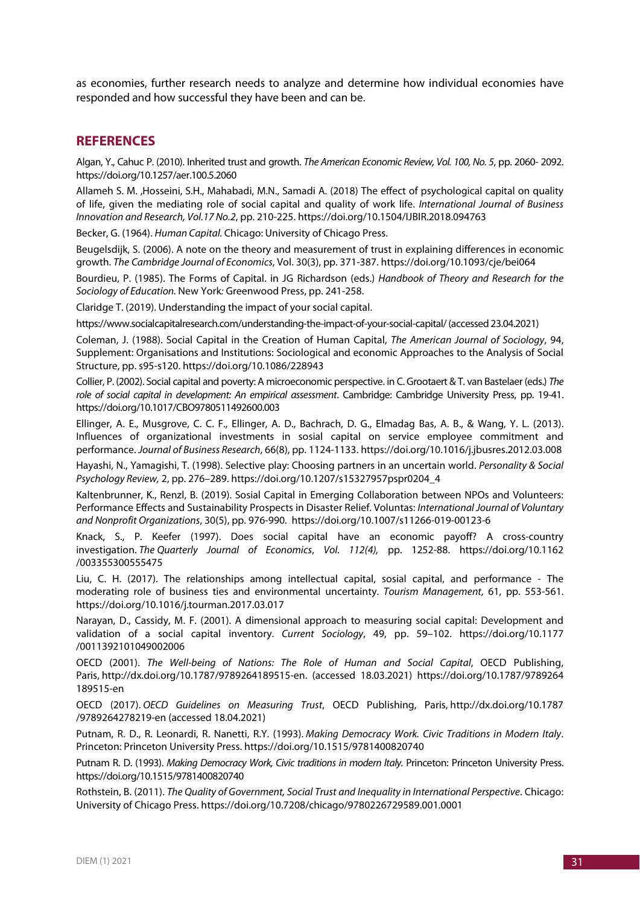as economies, further research needs to analyze and determine how individual economies have responded and how successful they have been and can be.

## REFERENCES

Algan, Y., Cahuc P. (2010). Inherited trust and growth. *The American Economic Review, Vol. 100, No. 5*, pp. 2060- 2092. https://doi.org/10.1257/aer.100.5.2060

Allameh S. M. ,Hosseini, S.H., Mahabadi, M.N., Samadi A. (2018) The effect of psychological capital on quality of life, given the mediating role of social capital and quality of work life. *International Journal of Business Innovation and Research, Vol.17 No.2*, pp. 210-225. https://doi.org/10.1504/IJBIR.2018.094763

Becker, G. (1964). *Human Capital*. Chicago: University of Chicago Press.

Beugelsdijk, S. (2006). A note on the theory and measurement of trust in explaining differences in economic growth. *The Cambridge Journal of Economics*, Vol. 30(3), pp. 371-387. https://doi.org/10.1093/cje/bei064

Bourdieu, P. (1985). The Forms of Capital. in JG Richardson (eds.) *Handbook of Theory and Research for the Sociology of Education*. New York: Greenwood Press, pp. 241-258.

Claridge T. (2019). Understanding the impact of your social capital.

https://www.socialcapitalresearch.com/understanding-the-impact-of-your-social-capital/ (accessed 23.04.2021)

Coleman, J. (1988). Social Capital in the Creation of Human Capital, *The American Journal of Sociology*, 94, Supplement: Organisations and Institutions: Sociological and economic Approaches to the Analysis of Social Structure, pp. s95-s120. https://doi.org/10.1086/228943

Collier, P. (2002). Social capital and poverty: A microeconomic perspective. in C. Grootaert & T. van Bastelaer (eds.) *The role of social capital in development: An empirical assessment*. Cambridge: Cambridge University Press, pp. 19-41. https://doi.org/10.1017/CBO9780511492600.003

Ellinger, A. E., Musgrove, C. C. F., Ellinger, A. D., Bachrach, D. G., Elmadag Bas, A. B., & Wang, Y. L. (2013). Influences of organizational investments in sosial capital on service employee commitment and performance. *Journal of Business Research*, 66(8), pp. 1124-1133. https://doi.org/10.1016/j.jbusres.2012.03.008

Hayashi, N., Yamagishi, T. (1998). Selective play: Choosing partners in an uncertain world. *Personality & Social Psychology Review,* 2, pp. 276–289. https://doi.org/10.1207/s15327957pspr0204_4

Kaltenbrunner, K., Renzl, B. (2019). Sosial Capital in Emerging Collaboration between NPOs and Volunteers: Performance Effects and Sustainability Prospects in Disaster Relief. Voluntas: *International Journal of Voluntary and Nonprofit Organizations*, 30(5), pp. 976-990. https://doi.org/10.1007/s11266-019-00123-6

Knack, S., P. Keefer (1997). Does social capital have an economic payoff? A cross-country investigation. *The Quarterly Journal of Economics*, *Vol. 112(4),* pp. 1252-88. https://doi.org/10.1162/003355300555475

Liu, C. H. (2017). The relationships among intellectual capital, sosial capital, and performance - The moderating role of business ties and environmental uncertainty. *Tourism Management*, 61, pp. 553-561. https://doi.org/10.1016/j.tourman.2017.03.017

Narayan, D., Cassidy, M. F. (2001). A dimensional approach to measuring social capital: Development and validation of a social capital inventory. *Current Sociology*, 49, pp. 59–102. https://doi.org/10.1177/0011392101049002006

OECD (2001). *The Well-being of Nations: The Role of Human and Social Capital*, OECD Publishing, Paris, http://dx.doi.org/10.1787/9789264189515-en. (accessed 18.03.2021) https://doi.org/10.1787/9789264189515-en

OECD (2017). *OECD Guidelines on Measuring Trust*, OECD Publishing, Paris, http://dx.doi.org/10.1787/9789264278219-en (accessed 18.04.2021)

Putnam, R. D., R. Leonardi, R. Nanetti, R.Y. (1993). *Making Democracy Work. Civic Traditions in Modern Italy*. Princeton: Princeton University Press. https://doi.org/10.1515/9781400820740

Putnam R. D. (1993). *Making Democracy Work, Civic traditions in modern Italy.* Princeton: Princeton University Press. https://doi.org/10.1515/9781400820740

Rothstein, B. (2011). *The Quality of Government, Social Trust and Inequality in International Perspective*. Chicago: University of Chicago Press. https://doi.org/10.7208/chicago/9780226729589.001.0001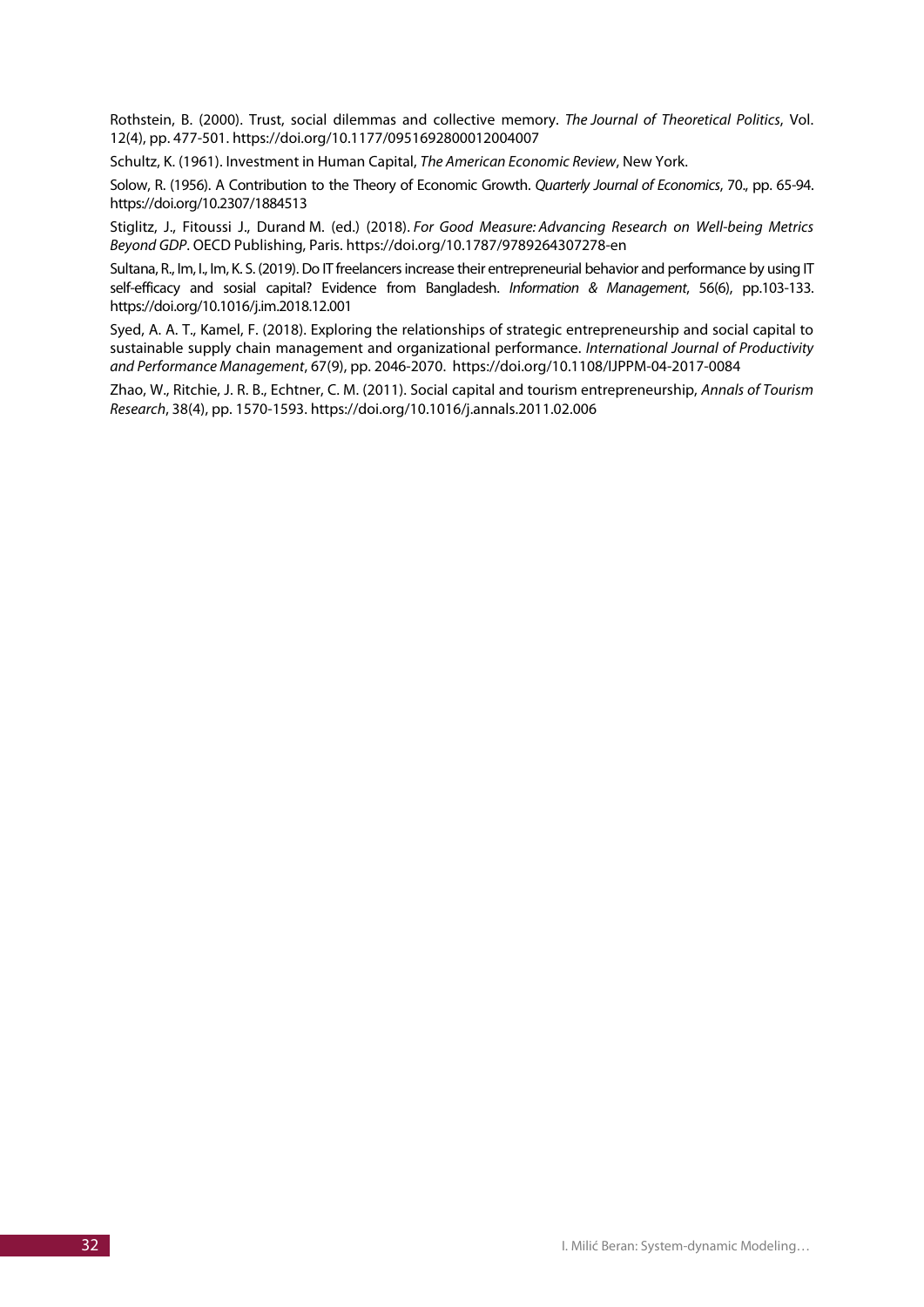Rothstein, B. (2000). Trust, social dilemmas and collective memory. *The Journal of Theoretical Politics*, Vol. 12(4), pp. 477-501. https://doi.org/10.1177/0951692800012004007

Schultz, K. (1961). Investment in Human Capital, *The American Economic Review*, New York.

Solow, R. (1956). A Contribution to the Theory of Economic Growth. *Quarterly Journal of Economics*, 70., pp. 65-94. https://doi.org/10.2307/1884513

Stiglitz, J., Fitoussi J., Durand M. (ed.) (2018). *For Good Measure: Advancing Research on Well-being Metrics Beyond GDP*. OECD Publishing, Paris. https://doi.org/10.1787/9789264307278-en

Sultana, R., Im, I., Im, K. S. (2019). Do IT freelancers increase their entrepreneurial behavior and performance by using IT self-efficacy and sosial capital? Evidence from Bangladesh. *Information & Management*, 56(6), pp.103-133. https://doi.org/10.1016/j.im.2018.12.001

Syed, A. A. T., Kamel, F. (2018). Exploring the relationships of strategic entrepreneurship and social capital to sustainable supply chain management and organizational performance. *International Journal of Productivity and Performance Management*, 67(9), pp. 2046-2070. https://doi.org/10.1108/IJPPM-04-2017-0084

Zhao, W., Ritchie, J. R. B., Echtner, C. M. (2011). Social capital and tourism entrepreneurship, *Annals of Tourism Research*, 38(4), pp. 1570-1593. https://doi.org/10.1016/j.annals.2011.02.006